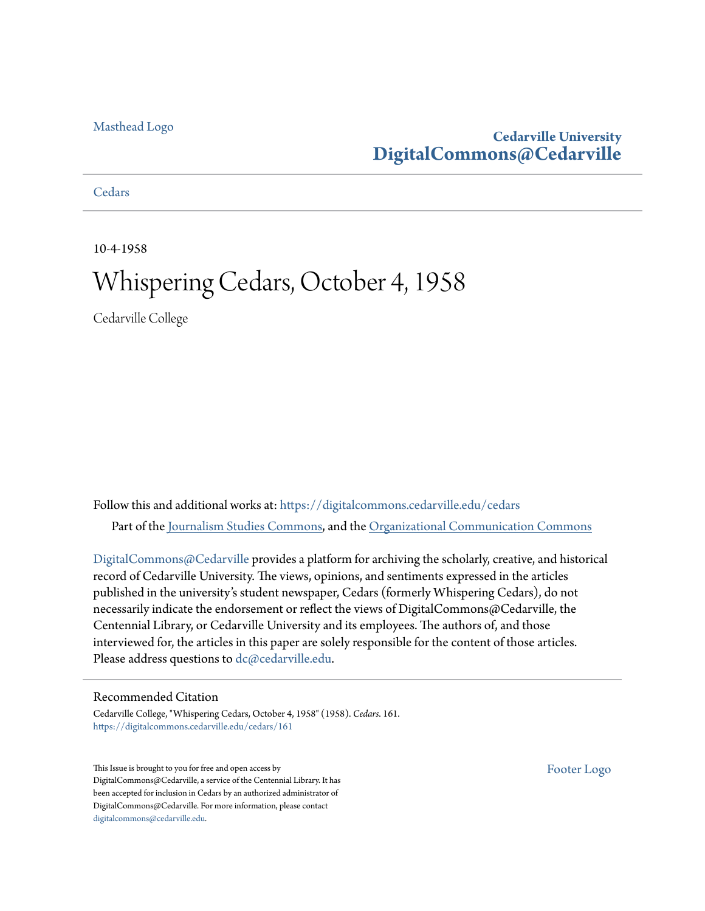Masthead Logo

**Cedarville University**
**DigitalCommons@Cedarville**

Cedars

10-4-1958

# Whispering Cedars, October 4, 1958

Cedarville College

Follow this and additional works at: https://digitalcommons.cedarville.edu/cedars

Part of the Journalism Studies Commons, and the Organizational Communication Commons

DigitalCommons@Cedarville provides a platform for archiving the scholarly, creative, and historical record of Cedarville University. The views, opinions, and sentiments expressed in the articles published in the university's student newspaper, Cedars (formerly Whispering Cedars), do not necessarily indicate the endorsement or reflect the views of DigitalCommons@Cedarville, the Centennial Library, or Cedarville University and its employees. The authors of, and those interviewed for, the articles in this paper are solely responsible for the content of those articles. Please address questions to dc@cedarville.edu.

## Recommended Citation

Cedarville College, "Whispering Cedars, October 4, 1958" (1958). *Cedars*. 161.
https://digitalcommons.cedarville.edu/cedars/161

This Issue is brought to you for free and open access by DigitalCommons@Cedarville, a service of the Centennial Library. It has been accepted for inclusion in Cedars by an authorized administrator of DigitalCommons@Cedarville. For more information, please contact digitalcommons@cedarville.edu.

Footer Logo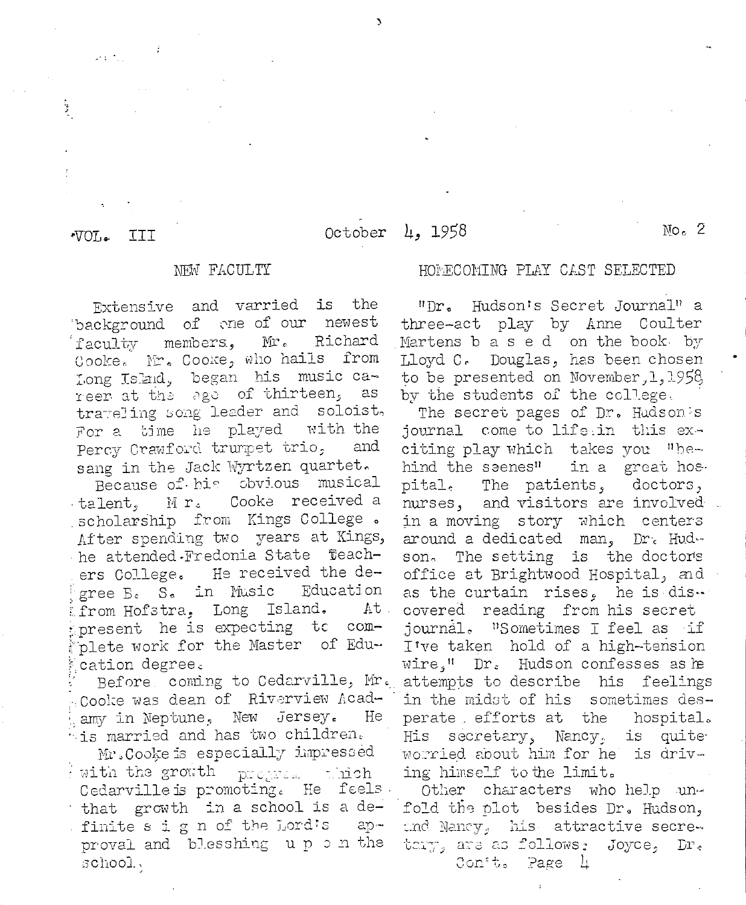VOL. III October 4, 1958 No. 2

## NEW FACULTY

Extensive and varried is the background of one of our newest faculty members, Mr. Richard Cooke. Mr. Cooke, who hails from Long Island, began his music career at the age of thirteen, as traveling song leader and soloist. For a time he played with the Percy Crawford trumpet trio, and sang in the Jack Wyrtzen quartet.

Because of his obvious musical talent, Mr. Cooke received a scholarship from Kings College. After spending two years at Kings, he attended Fredonia State Teachers College. He received the degree B. S. in Music Education from Hofstra, Long Island. At present he is expecting to complete work for the Master of Education degree.

Before coming to Cedarville, Mr. Cooke was dean of Riverview Academy in Neptune, New Jersey. He is married and has two children.

Mr. Cooke is especially impressed with the growth program which Cedarville is promoting. He feels that growth in a school is a definite sign of the Lord's approval and blesshing upon the school.

## HOMECOMING PLAY CAST SELECTED

"Dr. Hudson's Secret Journal" a three-act play by Anne Coulter Martens based on the book by Lloyd C. Douglas, has been chosen to be presented on November, 1, 1958, by the students of the college.

The secret pages of Dr. Hudson's journal come to life in this exciting play which takes you "behind the scenes" in a great hospital. The patients, doctors, nurses, and visitors are involved in a moving story which centers around a dedicated man, Dr. Hudson. The setting is the doctor's office at Brightwood Hospital, and as the curtain rises, he is discovered reading from his secret journal. "Sometimes I feel as if I've taken hold of a high-tension wire," Dr. Hudson confesses as he attempts to describe his feelings in the midst of his sometimes desperate efforts at the hospital. His secretary, Nancy, is quite worried about him for he is driving himself to the limit.

Other characters who help unfold the plot besides Dr. Hudson, and Nancy, his attractive secretary, are as follows: Joyce, Dr.

Con't. Page 4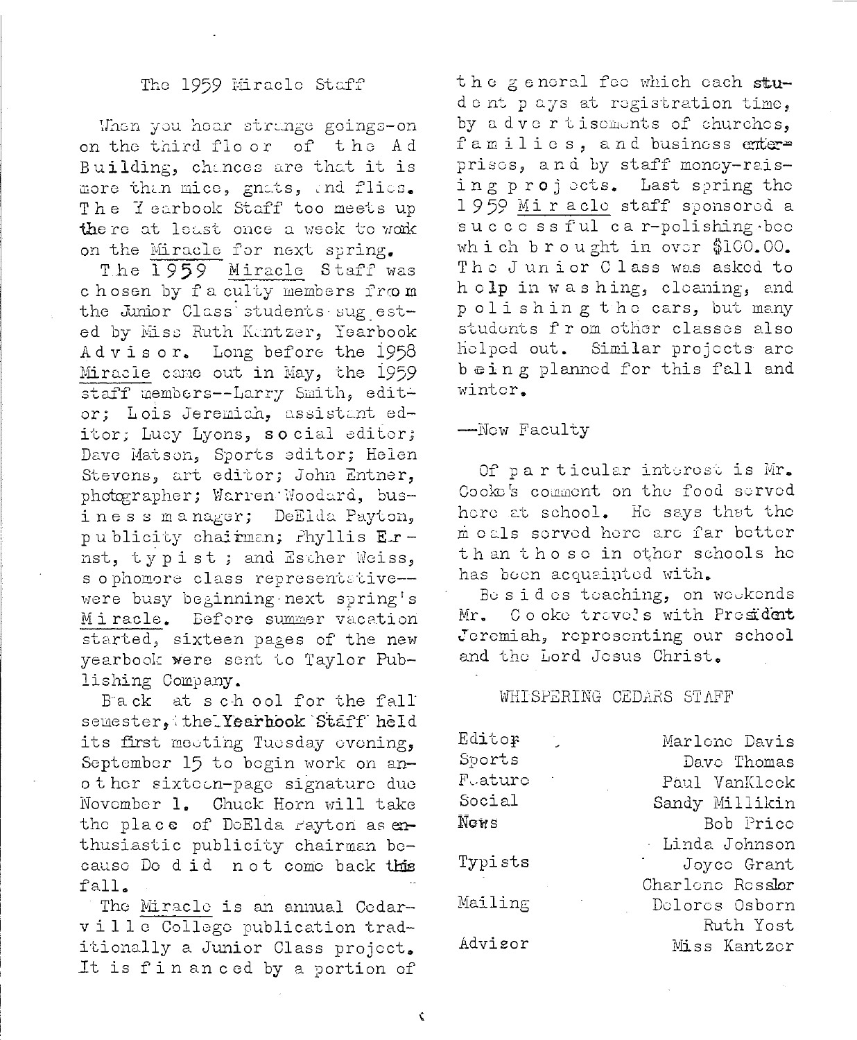## The 1959 Miracle Staff

When you hear strange goings-on on the third floor of the Ad Building, chances are that it is more than mice, gnats, and flies. The Yearbook Staff too meets up there at least once a week to work on the Miracle for next spring.

The 1959 Miracle Staff was chosen by faculty members from the Junior Class students suggested by Miss Ruth Kantzer, Yearbook Advisor. Long before the 1958 Miracle came out in May, the 1959 staff members--Larry Smith, editor; Lois Jeremiah, assistant editor; Lucy Lyons, social editor; Dave Matson, Sports editor; Helen Stevens, art editor; John Entner, photographer; Warren Woodard, business manager; DeElda Payton, publicity chairman; Phyllis Ernst, typist; and Esther Weiss, sophomore class representative--were busy beginning next spring's Miracle. Before summer vacation started, sixteen pages of the new yearbook were sent to Taylor Publishing Company.

Back at school for the fall semester, the Yearbook Staff held its first meeting Tuesday evening, September 15 to begin work on another sixteen-page signature due November 1. Chuck Horn will take the place of DeElda Payton as enthusiastic publicity chairman because De did not come back this fall.

The Miracle is an annual Cedarville College publication traditionally a Junior Class project. It is financed by a portion of the general fee which each student pays at registration time, by advertisements of churches, families, and business enterprises, and by staff money-raising projects. Last spring the 1959 Miracle staff sponsored a successful car-polishing bee which brought in over $100.00. The Junior Class was asked to help in washing, cleaning, and polishing the cars, but many students from other classes also helped out. Similar projects are being planned for this fall and winter.

—New Faculty

Of particular interest is Mr. Cooke's comment on the food served here at school. He says that the meals served here are far better than those in other schools he has been acquainted with.

Besides teaching, on weekends Mr. Cooke travels with President Jeremiah, representing our school and the Lord Jesus Christ.

## WHISPERING CEDARS STAFF

| | |
|---|---|
| Editor | Marlene Davis |
| Sports | Dave Thomas |
| Feature | Paul VanKleek |
| Social | Sandy Millikin |
| News | Bob Price |
| | Linda Johnson |
| Typists | Joyce Grant |
| | Charlene Ressler |
| Mailing | Delores Osborn |
| | Ruth Yost |
| Advisor | Miss Kantzer |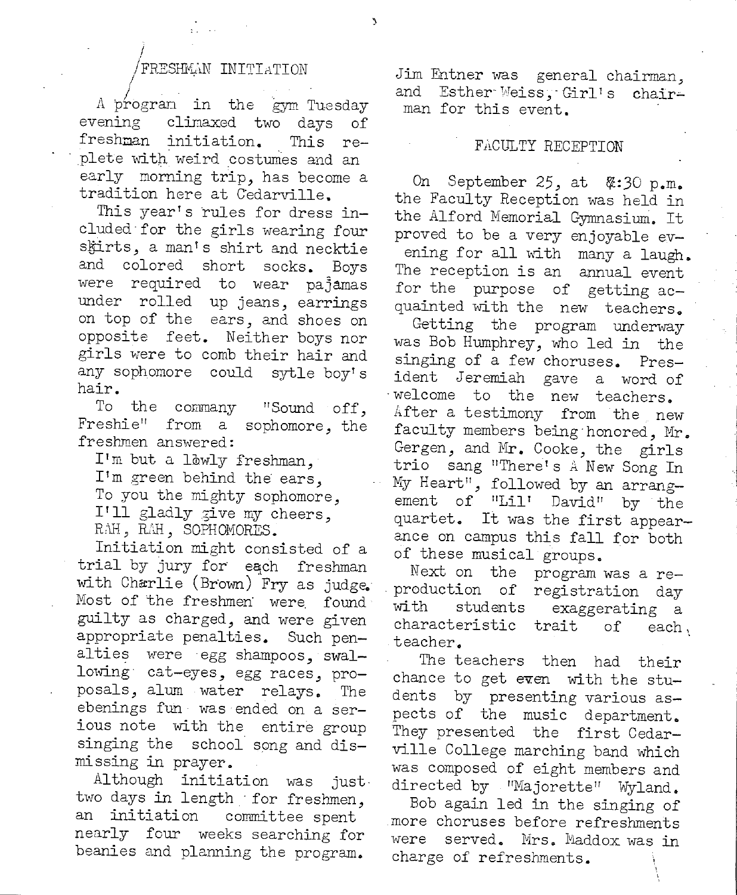## FRESHMAN INITIATION

A program in the gym Tuesday evening climaxed two days of freshman initiation. This replete with weird costumes and an early morning trip, has become a tradition here at Cedarville.

This year's rules for dress included for the girls wearing four skirts, a man's shirt and necktie and colored short socks. Boys were required to wear pajamas under rolled up jeans, earrings on top of the ears, and shoes on opposite feet. Neither boys nor girls were to comb their hair and any sophomore could sytle boy's hair.

To the command "Sound off, Freshie" from a sophomore, the freshmen answered:

I'm but a lowly freshman,
I'm green behind the ears,
To you the mighty sophomore,
I'll gladly give my cheers,
RAH, RAH, SOPHOMORES.

Initiation might consisted of a trial by jury for each freshman with Charlie (Brown) Fry as judge. Most of the freshmen were found guilty as charged, and were given appropriate penalties. Such penalties were egg shampoos, swallowing cat-eyes, egg races, proposals, alum water relays. The ebenings fun was ended on a serious note with the entire group singing the school song and dismissing in prayer.

Although initiation was just two days in length for freshmen, an initiation committee spent nearly four weeks searching for beanies and planning the program. Jim Entner was general chairman, and Esther Weiss, Girl's chairman for this event.

## FACULTY RECEPTION

On September 25, at 8:30 p.m. the Faculty Reception was held in the Alford Memorial Gymnasium. It proved to be a very enjoyable evening for all with many a laugh. The reception is an annual event for the purpose of getting acquainted with the new teachers.

Getting the program underway was Bob Humphrey, who led in the singing of a few choruses. President Jeremiah gave a word of welcome to the new teachers. After a testimony from the new faculty members being honored, Mr. Gergen, and Mr. Cooke, the girls trio sang "There's A New Song In My Heart", followed by an arrangement of "Lil' David" by the quartet. It was the first appearance on campus this fall for both of these musical groups.

Next on the program was a reproduction of registration day with students exaggerating a characteristic trait of each teacher.

The teachers then had their chance to get even with the students by presenting various aspects of the music department. They presented the first Cedarville College marching band which was composed of eight members and directed by "Majorette" Wyland.

Bob again led in the singing of more choruses before refreshments were served. Mrs. Maddox was in charge of refreshments.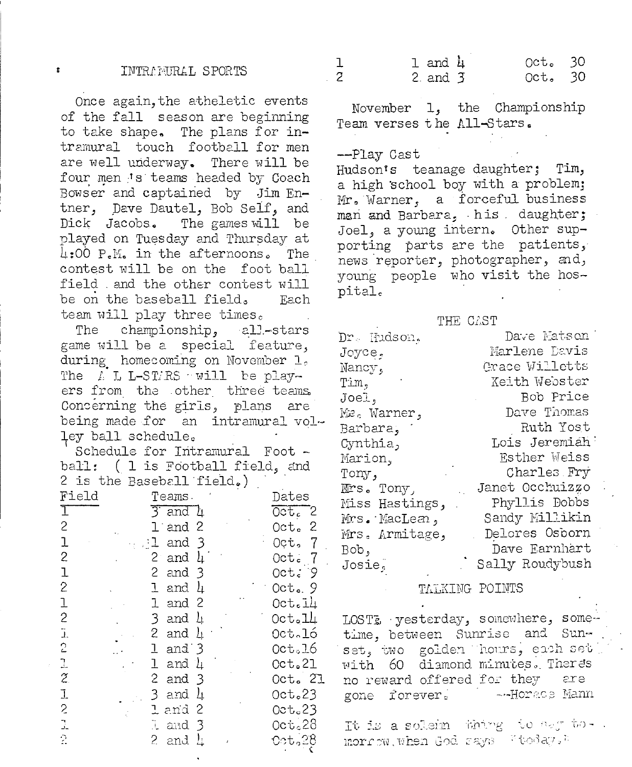## INTRAMURAL SPORTS

Once again, the atheletic events of the fall season are beginning to take shape. The plans for intramural touch football for men are well underway. There will be four men's teams headed by Coach Bowser and captained by Jim Entner, Dave Dautel, Bob Self, and Dick Jacobs. The games will be played on Tuesday and Thursday at 4:00 P.M. in the afternoons. The contest will be on the foot ball field and the other contest will be on the baseball field. Each team will play three times.

The championship, all-stars game will be a special feature, during homecoming on November 1. The A L L-STARS will be players from the other three teams. Concerning the girls, plans are being made for an intramural volley ball schedule.

Schedule for Intramural Foot - ball: ( 1 is Football field, and 2 is the Baseball field.)

| Field | Teams | Dates |
|---|---|---|
| 1 | 3 and 4 | Oct. 2 |
| 2 | 1 and 2 | Oct. 2 |
| 1 | 1 and 3 | Oct. 7 |
| 2 | 2 and 4 | Oct. 7 |
| 1 | 2 and 3 | Oct. 9 |
| 2 | 1 and 4 | Oct. 9 |
| 1 | 1 and 2 | Oct. 14 |
| 2 | 3 and 4 | Oct. 14 |
| 1 | 2 and 4 | Oct. 16 |
| 2 | 1 and 3 | Oct. 16 |
| 1 | 1 and 4 | Oct. 21 |
| 2 | 2 and 3 | Oct. 21 |
| 1 | 3 and 4 | Oct. 23 |
| 2 | 1 and 2 | Oct. 23 |
| 1 | 1 and 3 | Oct. 28 |
| 2 | 2 and 4 | Oct. 28 |
| 1 | 1 and 4 | Oct. 30 |
| 2 | 2 and 3 | Oct. 30 |

November 1, the Championship Team verses the All-Stars.

--Play Cast

Hudson's teanage daughter; Tim, a high school boy with a problem; Mr. Warner, a forceful business man and Barbara, his daughter; Joel, a young intern. Other supporting parts are the patients, news reporter, photographer, and, young people who visit the hospital.

### THE CAST

| | |
|---|---|
| Dr. Hudson, | Dave Matson |
| Joyce, | Marlene Davis |
| Nancy, | Grace Willetts |
| Tim, | Keith Webster |
| Joel, | Bob Price |
| Mr. Warner, | Dave Thomas |
| Barbara, | Ruth Yost |
| Cynthia, | Lois Jeremiah |
| Marion, | Esther Weiss |
| Tony, | Charles Fry |
| Mrs. Tony, | Janet Occhuizzo |
| Miss Hastings, | Phyllis Dobbs |
| Mrs. MacLean, | Sandy Millikin |
| Mrs. Armitage, | Delores Osborn |
| Bob, | Dave Earnhart |
| Josie, | Sally Roudybush |

### TALKING POINTS

LOST: yesterday, somewhere, sometime, between Sunrise and Sunset, two golden hours, each set with 60 diamond minutes. Theres no reward offered for they are gone forever. --Horace Mann

It is a solemn thing to say tomorrow when God says "today."